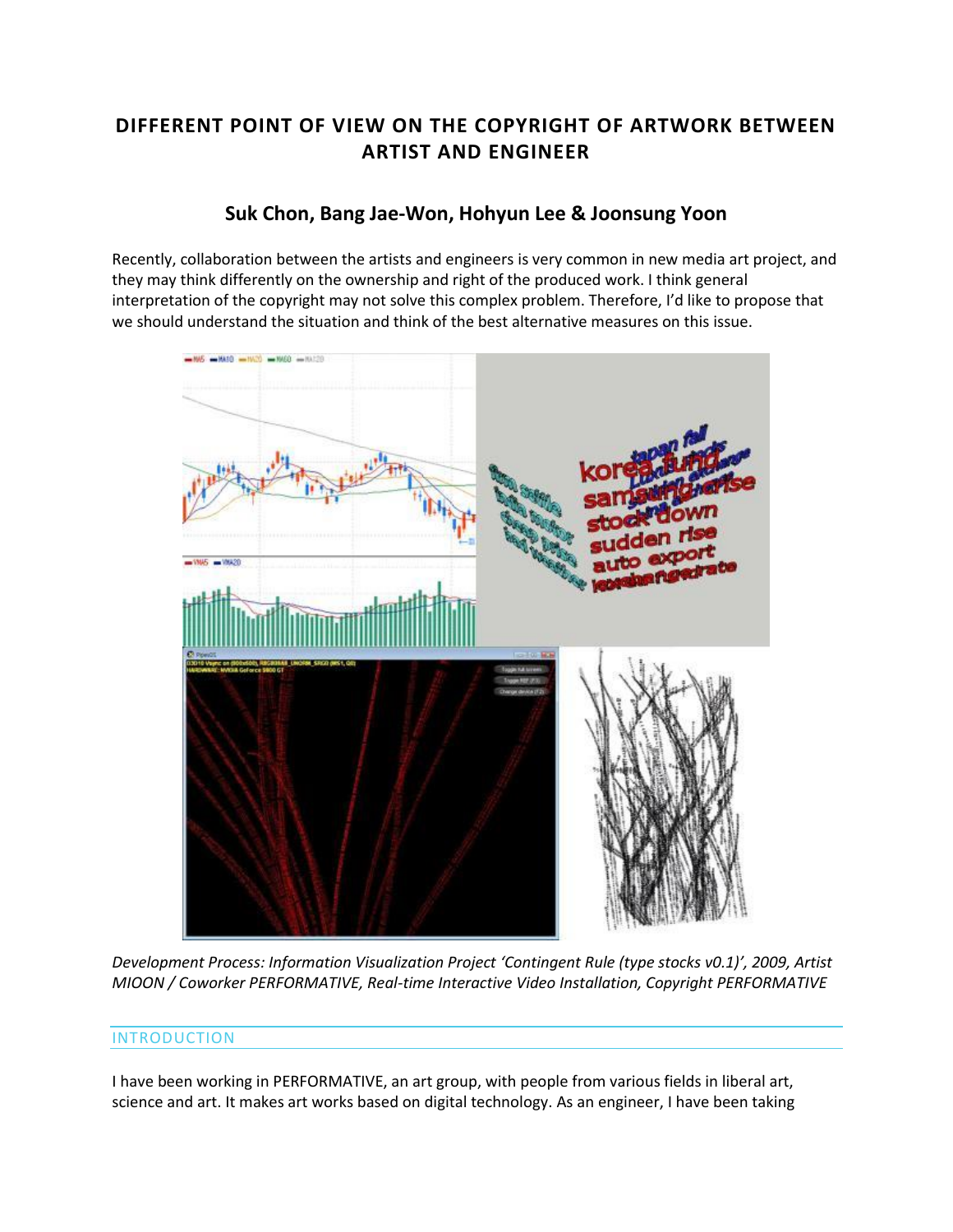# DIFFERENT POINT OF VIEW ON THE COPYRIGHT OF ARTWORK BETWEEN ARTIST AND ENGINEER

## Suk Chon, Bang Jae-Won, Hohyun Lee & Joonsung Yoon

Recently, collaboration between the artists and engineers is very common in new media art project, and they may think differently on the ownership and right of the produced work. I think general interpretation of the copyright may not solve this complex problem. Therefore, I'd like to propose that we should understand the situation and think of the best alternative measures on this issue.

*Development Process: Information Visualization Project 'Contingent Rule (type stocks v0.1)', 2009, Artist MIOON / Coworker PERFORMATIVE, Real-time Interactive Video Installation, Copyright PERFORMATIVE*

## INTRODUCTION

I have been working in PERFORMATIVE, an art group, with people from various fields in liberal art, science and art. It makes art works based on digital technology. As an engineer, I have been taking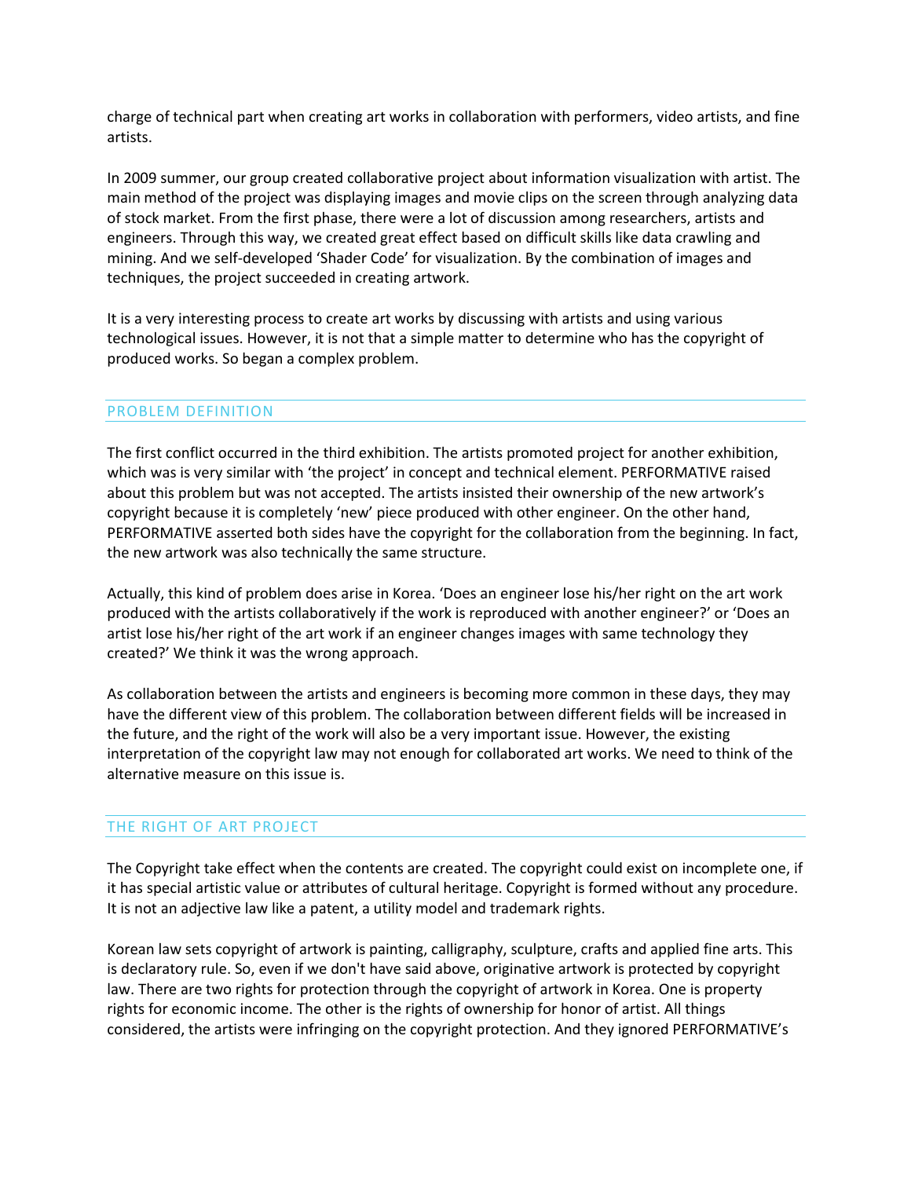charge of technical part when creating art works in collaboration with performers, video artists, and fine artists.

In 2009 summer, our group created collaborative project about information visualization with artist. The main method of the project was displaying images and movie clips on the screen through analyzing data of stock market. From the first phase, there were a lot of discussion among researchers, artists and engineers. Through this way, we created great effect based on difficult skills like data crawling and mining. And we self-developed 'Shader Code' for visualization. By the combination of images and techniques, the project succeeded in creating artwork.

It is a very interesting process to create art works by discussing with artists and using various technological issues. However, it is not that a simple matter to determine who has the copyright of produced works. So began a complex problem.

## PROBLEM DEFINITION

The first conflict occurred in the third exhibition. The artists promoted project for another exhibition, which was is very similar with 'the project' in concept and technical element. PERFORMATIVE raised about this problem but was not accepted. The artists insisted their ownership of the new artwork's copyright because it is completely 'new' piece produced with other engineer. On the other hand, PERFORMATIVE asserted both sides have the copyright for the collaboration from the beginning. In fact, the new artwork was also technically the same structure.

Actually, this kind of problem does arise in Korea. 'Does an engineer lose his/her right on the art work produced with the artists collaboratively if the work is reproduced with another engineer?' or 'Does an artist lose his/her right of the art work if an engineer changes images with same technology they created?' We think it was the wrong approach.

As collaboration between the artists and engineers is becoming more common in these days, they may have the different view of this problem. The collaboration between different fields will be increased in the future, and the right of the work will also be a very important issue. However, the existing interpretation of the copyright law may not enough for collaborated art works. We need to think of the alternative measure on this issue is.

## THE RIGHT OF ART PROJECT

The Copyright take effect when the contents are created. The copyright could exist on incomplete one, if it has special artistic value or attributes of cultural heritage. Copyright is formed without any procedure. It is not an adjective law like a patent, a utility model and trademark rights.

Korean law sets copyright of artwork is painting, calligraphy, sculpture, crafts and applied fine arts. This is declaratory rule. So, even if we don't have said above, originative artwork is protected by copyright law. There are two rights for protection through the copyright of artwork in Korea. One is property rights for economic income. The other is the rights of ownership for honor of artist. All things considered, the artists were infringing on the copyright protection. And they ignored PERFORMATIVE's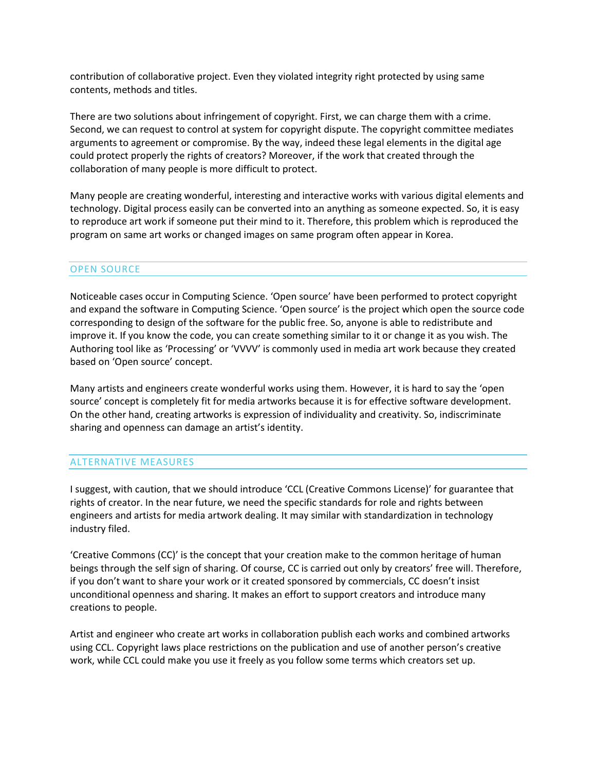contribution of collaborative project. Even they violated integrity right protected by using same contents, methods and titles.

There are two solutions about infringement of copyright. First, we can charge them with a crime. Second, we can request to control at system for copyright dispute. The copyright committee mediates arguments to agreement or compromise. By the way, indeed these legal elements in the digital age could protect properly the rights of creators? Moreover, if the work that created through the collaboration of many people is more difficult to protect.

Many people are creating wonderful, interesting and interactive works with various digital elements and technology. Digital process easily can be converted into an anything as someone expected. So, it is easy to reproduce art work if someone put their mind to it. Therefore, this problem which is reproduced the program on same art works or changed images on same program often appear in Korea.

## OPEN SOURCE

Noticeable cases occur in Computing Science. 'Open source' have been performed to protect copyright and expand the software in Computing Science. 'Open source' is the project which open the source code corresponding to design of the software for the public free. So, anyone is able to redistribute and improve it. If you know the code, you can create something similar to it or change it as you wish. The Authoring tool like as 'Processing' or 'VVVV' is commonly used in media art work because they created based on 'Open source' concept.

Many artists and engineers create wonderful works using them. However, it is hard to say the 'open source' concept is completely fit for media artworks because it is for effective software development. On the other hand, creating artworks is expression of individuality and creativity. So, indiscriminate sharing and openness can damage an artist's identity.

## ALTERNATIVE MEASURES

I suggest, with caution, that we should introduce 'CCL (Creative Commons License)' for guarantee that rights of creator. In the near future, we need the specific standards for role and rights between engineers and artists for media artwork dealing. It may similar with standardization in technology industry filed.

'Creative Commons (CC)' is the concept that your creation make to the common heritage of human beings through the self sign of sharing. Of course, CC is carried out only by creators' free will. Therefore, if you don't want to share your work or it created sponsored by commercials, CC doesn't insist unconditional openness and sharing. It makes an effort to support creators and introduce many creations to people.

Artist and engineer who create art works in collaboration publish each works and combined artworks using CCL. Copyright laws place restrictions on the publication and use of another person's creative work, while CCL could make you use it freely as you follow some terms which creators set up.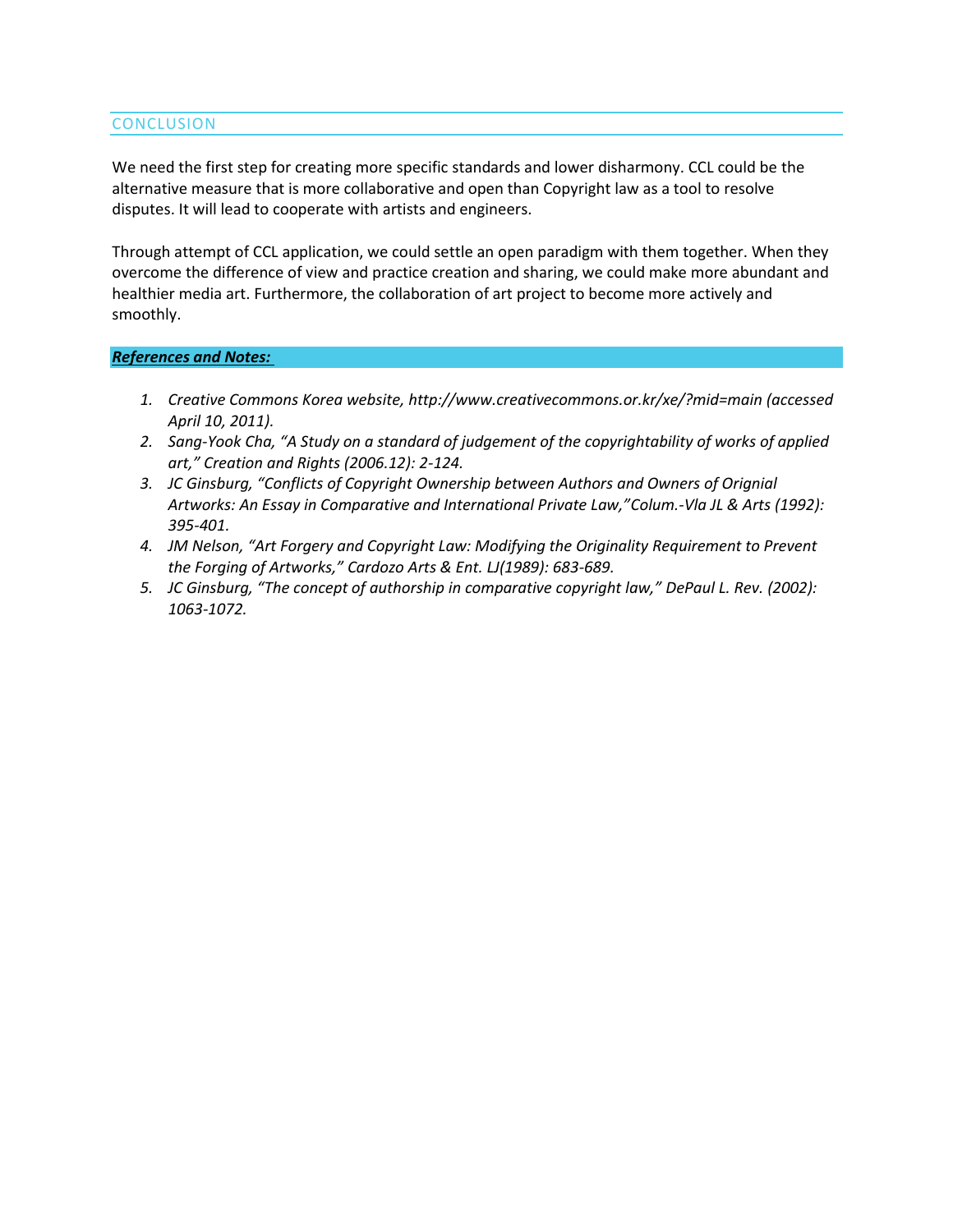## CONCLUSION

We need the first step for creating more specific standards and lower disharmony. CCL could be the alternative measure that is more collaborative and open than Copyright law as a tool to resolve disputes. It will lead to cooperate with artists and engineers.

Through attempt of CCL application, we could settle an open paradigm with them together. When they overcome the difference of view and practice creation and sharing, we could make more abundant and healthier media art. Furthermore, the collaboration of art project to become more actively and smoothly.

***References and Notes:***

1. *Creative Commons Korea website, http://www.creativecommons.or.kr/xe/?mid=main (accessed April 10, 2011).*
2. *Sang-Yook Cha, "A Study on a standard of judgement of the copyrightability of works of applied art," Creation and Rights (2006.12): 2-124.*
3. *JC Ginsburg, "Conflicts of Copyright Ownership between Authors and Owners of Orignial Artworks: An Essay in Comparative and International Private Law,"Colum.-Vla JL & Arts (1992): 395-401.*
4. *JM Nelson, "Art Forgery and Copyright Law: Modifying the Originality Requirement to Prevent the Forging of Artworks," Cardozo Arts & Ent. LJ(1989): 683-689.*
5. *JC Ginsburg, "The concept of authorship in comparative copyright law," DePaul L. Rev. (2002): 1063-1072.*